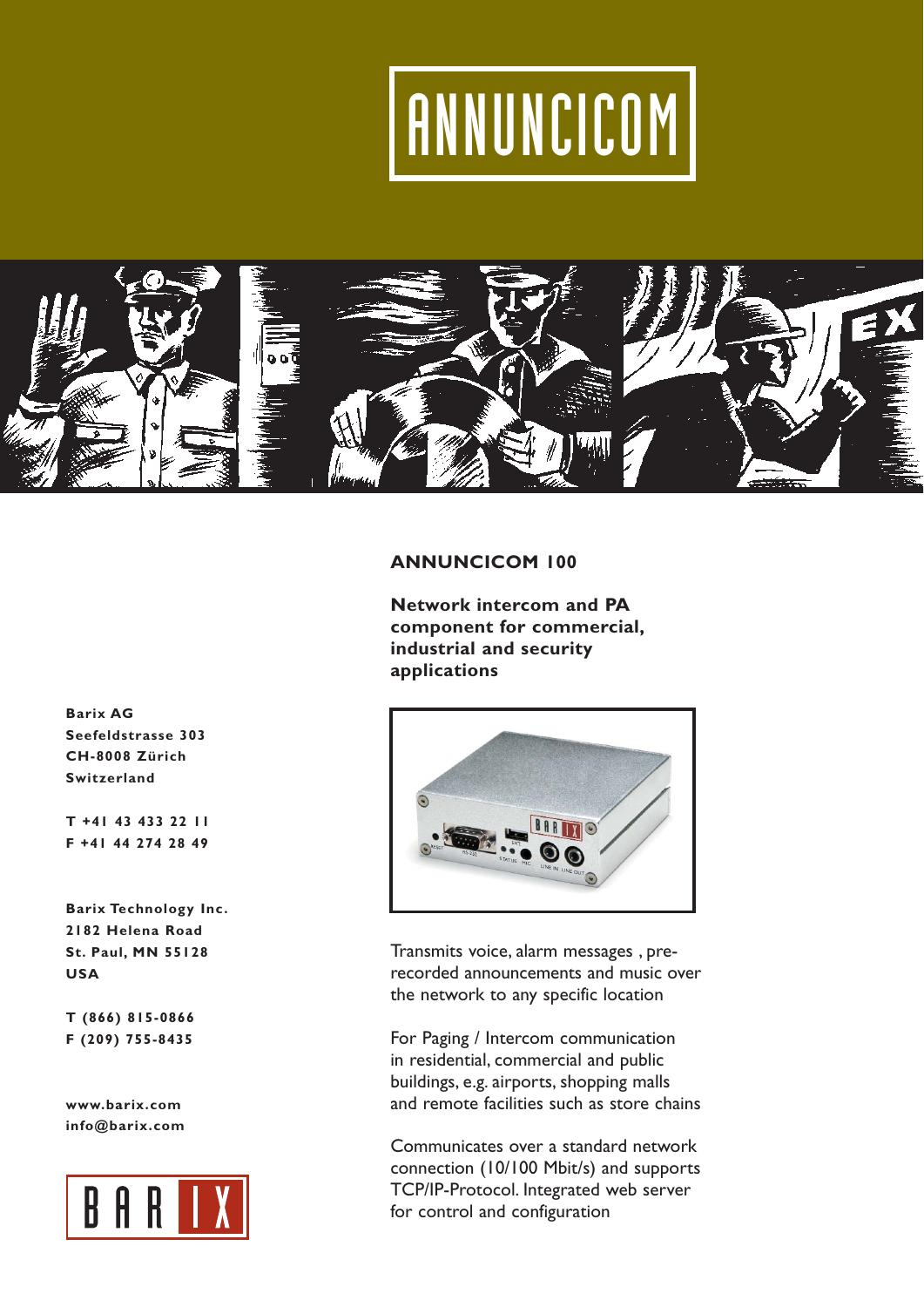# ANNUNCICOM

## ANNUNCICOM 100

**Network intercom and PA component for commercial, industrial and security applications**

Transmits voice, alarm messages , pre-recorded announcements and music over the network to any specific location

For Paging / Intercom communication in residential, commercial and public buildings, e.g. airports, shopping malls and remote facilities such as store chains

Communicates over a standard network connection (10/100 Mbit/s) and supports TCP/IP-Protocol. Integrated web server for control and configuration

**Barix AG**
**Seefeldstrasse 303**
**CH-8008 Zürich**
**Switzerland**

**T +41 43 433 22 11**
**F +41 44 274 28 49**

**Barix Technology Inc.**
**2182 Helena Road**
**St. Paul, MN 55128**
**USA**

**T (866) 815-0866**
**F (209) 755-8435**

**www.barix.com**
**info@barix.com**

BARIX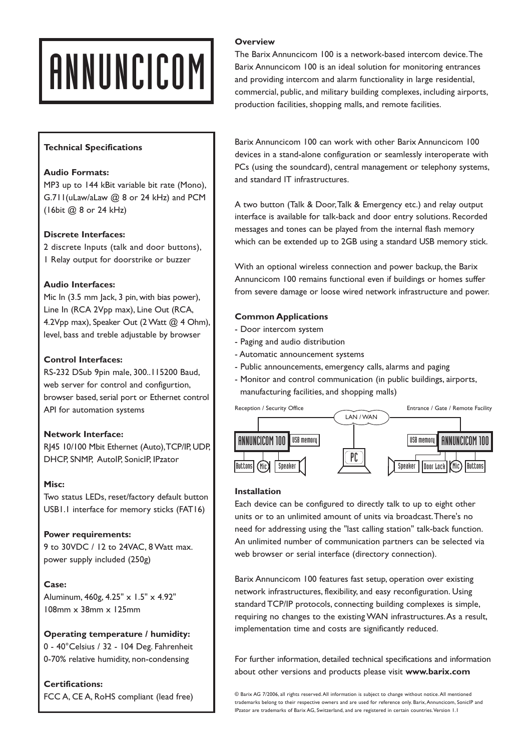# ANNUNCICOM

### Overview

The Barix Annuncicom 100 is a network-based intercom device. The Barix Annuncicom 100 is an ideal solution for monitoring entrances and providing intercom and alarm functionality in large residential, commercial, public, and military building complexes, including airports, production facilities, shopping malls, and remote facilities.

Barix Annuncicom 100 can work with other Barix Annuncicom 100 devices in a stand-alone configuration or seamlessly interoperate with PCs (using the soundcard), central management or telephony systems, and standard IT infrastructures.

A two button (Talk & Door, Talk & Emergency etc.) and relay output interface is available for talk-back and door entry solutions. Recorded messages and tones can be played from the internal flash memory which can be extended up to 2GB using a standard USB memory stick.

With an optional wireless connection and power backup, the Barix Annuncicom 100 remains functional even if buildings or homes suffer from severe damage or loose wired network infrastructure and power.

### Common Applications

- Door intercom system
- Paging and audio distribution
- Automatic announcement systems
- Public announcements, emergency calls, alarms and paging
- Monitor and control communication (in public buildings, airports, manufacturing facilities, and shopping malls)

Reception / Security Office
LAN / WAN
Entrance / Gate / Remote Facility
ANNUNCICOM 100
USB memory
PC
USB memory
ANNUNCICOM 100
Buttons
Mic
Speaker
Speaker
Door Lock
Mic
Buttons

### Installation

Each device can be configured to directly talk to up to eight other units or to an unlimited amount of units via broadcast. There's no need for addressing using the "last calling station" talk-back function. An unlimited number of communication partners can be selected via web browser or serial interface (directory connection).

Barix Annuncicom 100 features fast setup, operation over existing network infrastructures, flexibility, and easy reconfiguration. Using standard TCP/IP protocols, connecting building complexes is simple, requiring no changes to the existing WAN infrastructures. As a result, implementation time and costs are significantly reduced.

For further information, detailed technical specifications and information about other versions and products please visit **www.barix.com**

## Technical Specifications

**Audio Formats:**
MP3 up to 144 kBit variable bit rate (Mono), G.711(uLaw/aLaw @ 8 or 24 kHz) and PCM (16bit @ 8 or 24 kHz)

**Discrete Interfaces:**
2 discrete Inputs (talk and door buttons),
1 Relay output for doorstrike or buzzer

**Audio Interfaces:**
Mic In (3.5 mm Jack, 3 pin, with bias power), Line In (RCA 2Vpp max), Line Out (RCA, 4.2Vpp max), Speaker Out (2 Watt @ 4 Ohm), level, bass and treble adjustable by browser

**Control Interfaces:**
RS-232 DSub 9pin male, 300..115200 Baud, web server for control and configurtion, browser based, serial port or Ethernet control API for automation systems

**Network Interface:**
RJ45 10/100 Mbit Ethernet (Auto), TCP/IP, UDP, DHCP, SNMP, AutoIP, SonicIP, IPzator

**Misc:**
Two status LEDs, reset/factory default button
USB1.1 interface for memory sticks (FAT16)

**Power requirements:**
9 to 30VDC / 12 to 24VAC, 8 Watt max.
power supply included (250g)

**Case:**
Aluminum, 460g, 4.25" x 1.5" x 4.92"
108mm x 38mm x 125mm

**Operating temperature / humidity:**
0 - 40°Celsius / 32 - 104 Deg. Fahrenheit
0-70% relative humidity, non-condensing

**Certifications:**
FCC A, CE A, RoHS compliant (lead free)

© Barix AG 7/2006, all rights reserved. All information is subject to change without notice. All mentioned trademarks belong to their respective owners and are used for reference only. Barix, Annuncicom, SonicIP and IPzator are trademarks of Barix AG, Switzerland, and are registered in certain countries. Version 1.1